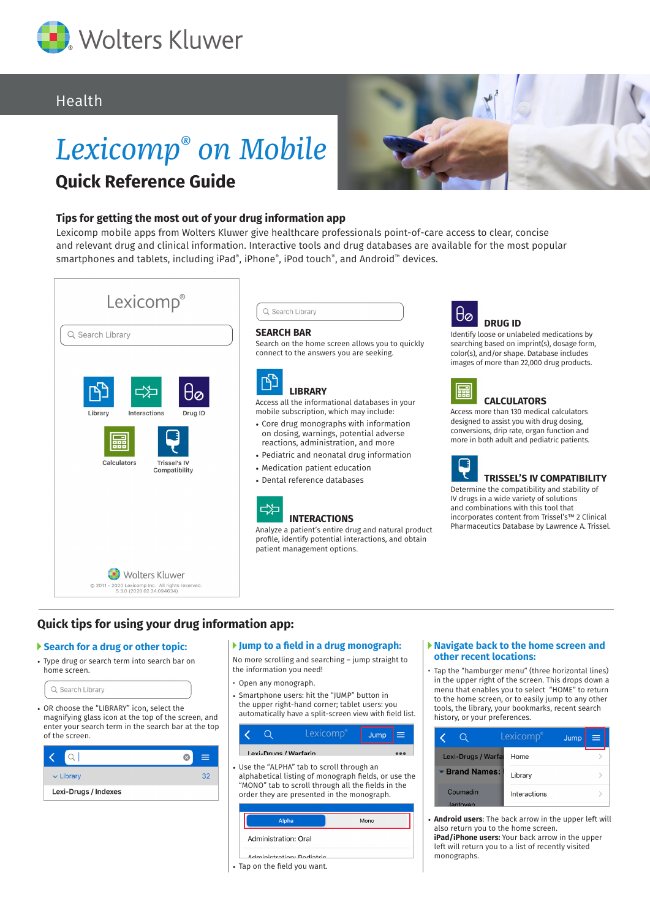Wolters Kluwer

Health

# *Lexicomp® on Mobile*

## Quick Reference Guide

### Tips for getting the most out of your drug information app

Lexicomp mobile apps from Wolters Kluwer give healthcare professionals point-of-care access to clear, concise and relevant drug and clinical information. Interactive tools and drug databases are available for the most popular smartphones and tablets, including iPad®, iPhone®, iPod touch®, and Android™ devices.

Lexicomp®

Search Library

Library | Interactions | Drug ID | Calculators | Trissel's IV Compatibility

Wolters Kluwer

© 2011 – 2020 Lexicomp Inc. All rights reserved. 5.3.0 (2020.02.24.094634)

#### SEARCH BAR

Search on the home screen allows you to quickly connect to the answers you are seeking.

#### LIBRARY

Access all the informational databases in your mobile subscription, which may include:

- Core drug monographs with information on dosing, warnings, potential adverse reactions, administration, and more
- Pediatric and neonatal drug information
- Medication patient education
- Dental reference databases

#### INTERACTIONS

Analyze a patient's entire drug and natural product profile, identify potential interactions, and obtain patient management options.

#### DRUG ID

Identify loose or unlabeled medications by searching based on imprint(s), dosage form, color(s), and/or shape. Database includes images of more than 22,000 drug products.

#### CALCULATORS

Access more than 130 medical calculators designed to assist you with drug dosing, conversions, drip rate, organ function and more in both adult and pediatric patients.

#### TRISSEL'S IV COMPATIBILITY

Determine the compatibility and stability of IV drugs in a wide variety of solutions and combinations with this tool that incorporates content from Trissel's™ 2 Clinical Pharmaceutics Database by Lawrence A. Trissel.

### Quick tips for using your drug information app:

#### Search for a drug or other topic:

- Type drug or search term into search bar on home screen.

Search Library

- OR choose the "LIBRARY" icon, select the magnifying glass icon at the top of the screen, and enter your search term in the search bar at the top of the screen.

Library 32

Lexi-Drugs / Indexes

#### Jump to a field in a drug monograph:

No more scrolling and searching – jump straight to the information you need!

- Open any monograph.
- Smartphone users: hit the "JUMP" button in the upper right-hand corner; tablet users: you automatically have a split-screen view with field list.

Lexicomp® Jump

Lexi-Drugs / Warfarin

- Use the "ALPHA" tab to scroll through an alphabetical listing of monograph fields, or use the "MONO" tab to scroll through all the fields in the order they are presented in the monograph.

Alpha | Mono

Administration: Oral

Administration: Pediatric

- Tap on the field you want.

#### Navigate back to the home screen and other recent locations:

- Tap the "hamburger menu" (three horizontal lines) in the upper right of the screen. This drops down a menu that enables you to select "HOME" to return to the home screen, or to easily jump to any other tools, the library, your bookmarks, recent search history, or your preferences.

Lexicomp® Jump

Lexi-Drugs / Warfa | Home

Brand Names: | Library

Coumadin | Interactions

Jantoven

- **Android users**: The back arrow in the upper left will also return you to the home screen.
  **iPad/iPhone users:** Your back arrow in the upper left will return you to a list of recently visited monographs.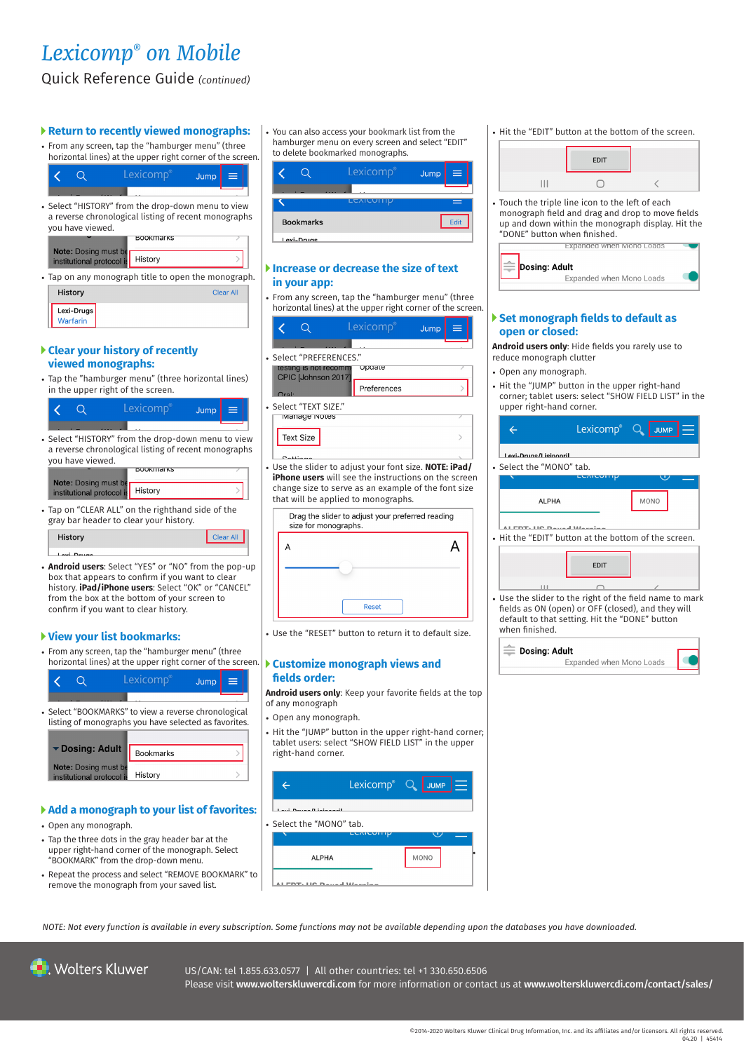# *Lexicomp® on Mobile*

Quick Reference Guide *(continued)*

## Return to recently viewed monographs:

- From any screen, tap the "hamburger menu" (three horizontal lines) at the upper right corner of the screen.
- Select "HISTORY" from the drop-down menu to view a reverse chronological listing of recent monographs you have viewed.
- Tap on any monograph title to open the monograph.

## Clear your history of recently viewed monographs:

- Tap the "hamburger menu" (three horizontal lines) in the upper right of the screen.
- Select "HISTORY" from the drop-down menu to view a reverse chronological listing of recent monographs you have viewed.
- Tap on "CLEAR ALL" on the righthand side of the gray bar header to clear your history.
- **Android users**: Select "YES" or "NO" from the pop-up box that appears to confirm if you want to clear history. **iPad/iPhone users**: Select "OK" or "CANCEL" from the box at the bottom of your screen to confirm if you want to clear history.

## View your list bookmarks:

- From any screen, tap the "hamburger menu" (three horizontal lines) at the upper right corner of the screen.
- Select "BOOKMARKS" to view a reverse chronological listing of monographs you have selected as favorites.

## Add a monograph to your list of favorites:

- Open any monograph.
- Tap the three dots in the gray header bar at the upper right-hand corner of the screen. Select "BOOKMARK" from the drop-down menu.
- Repeat the process and select "REMOVE BOOKMARK" to remove the monograph from your saved list.

---

- You can also access your bookmark list from the hamburger menu on every screen and select "EDIT" to delete bookmarked monographs.

## Increase or decrease the size of text in your app:

- From any screen, tap the "hamburger menu" (three horizontal lines) at the upper right corner of the screen.
- Select "PREFERENCES."
- Select "TEXT SIZE."
- Use the slider to adjust your font size. **NOTE: iPad/iPhone users** will see the instructions on the screen change size to serve as an example of the font size that will be applied to monographs.
- Use the "RESET" button to return it to default size.

## Customize monograph views and fields order:

**Android users only**: Keep your favorite fields at the top of any monograph

- Open any monograph.
- Hit the "JUMP" button in the upper right-hand corner; tablet users: select "SHOW FIELD LIST" in the upper right-hand corner.
- Select the "MONO" tab.

---

- Hit the "EDIT" button at the bottom of the screen.
- Touch the triple line icon to the left of each monograph field and drag and drop to move fields up and down within the monograph display. Hit the "DONE" button when finished.

## Set monograph fields to default as open or closed:

**Android users only**: Hide fields you rarely use to reduce monograph clutter

- Open any monograph.
- Hit the "JUMP" button in the upper right-hand corner; tablet users: select "SHOW FIELD LIST" in the upper right-hand corner.
- Select the "MONO" tab.
- Hit the "EDIT" button at the bottom of the screen.
- Use the slider to the right of the field name to mark fields as ON (open) or OFF (closed), and they will default to that setting. Hit the "DONE" button when finished.

*NOTE: Not every function is available in every subscription. Some functions may not be available depending upon the databases you have downloaded.*

Wolters Kluwer

US/CAN: tel 1.855.633.0577 | All other countries: tel +1 330.650.6506
Please visit **www.wolterskluwercdi.com** for more information or contact us at **www.wolterskluwercdi.com/contact/sales/**

©2014-2020 Wolters Kluwer Clinical Drug Information, Inc. and its affiliates and/or licensors. All rights reserved.
04.20 | 45414